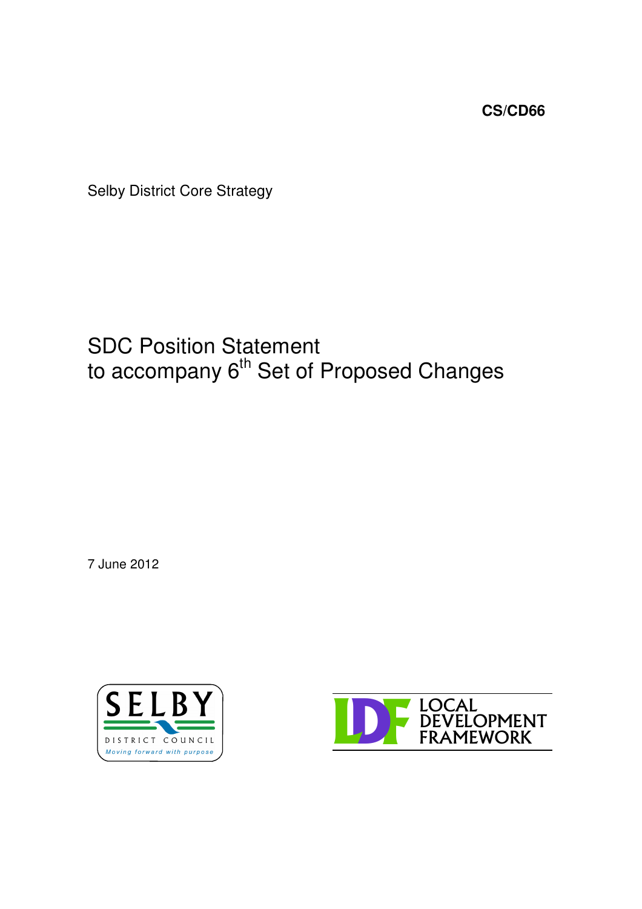**CS/CD66**

Selby District Core Strategy

# SDC Position Statement
# to accompany 6th Set of Proposed Changes

7 June 2012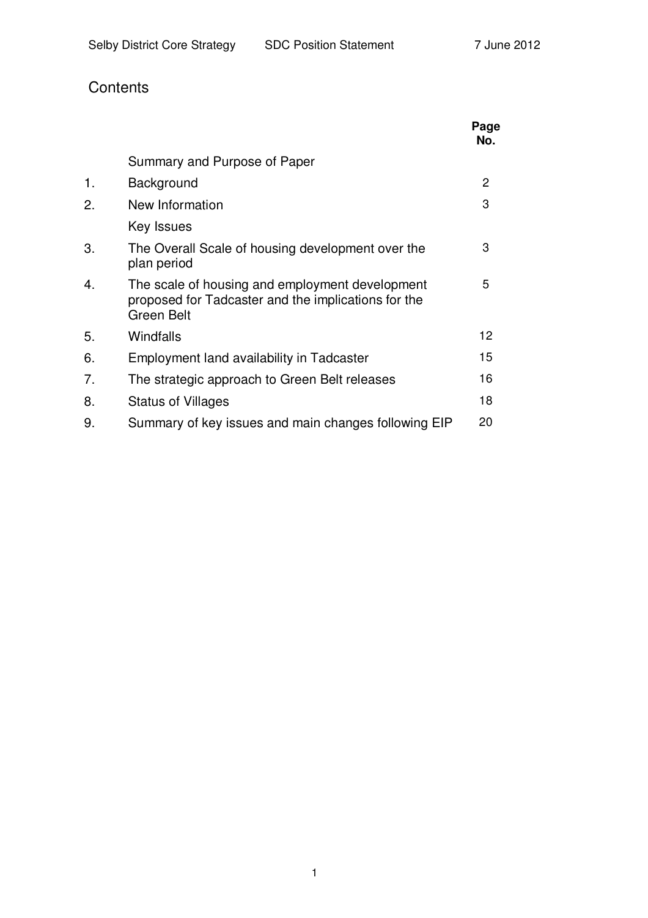# Contents

| | | Page No. |
|---|---|---|
| | Summary and Purpose of Paper | |
| 1. | Background | 2 |
| 2. | New Information | 3 |
| | Key Issues | |
| 3. | The Overall Scale of housing development over the plan period | 3 |
| 4. | The scale of housing and employment development proposed for Tadcaster and the implications for the Green Belt | 5 |
| 5. | Windfalls | 12 |
| 6. | Employment land availability in Tadcaster | 15 |
| 7. | The strategic approach to Green Belt releases | 16 |
| 8. | Status of Villages | 18 |
| 9. | Summary of key issues and main changes following EIP | 20 |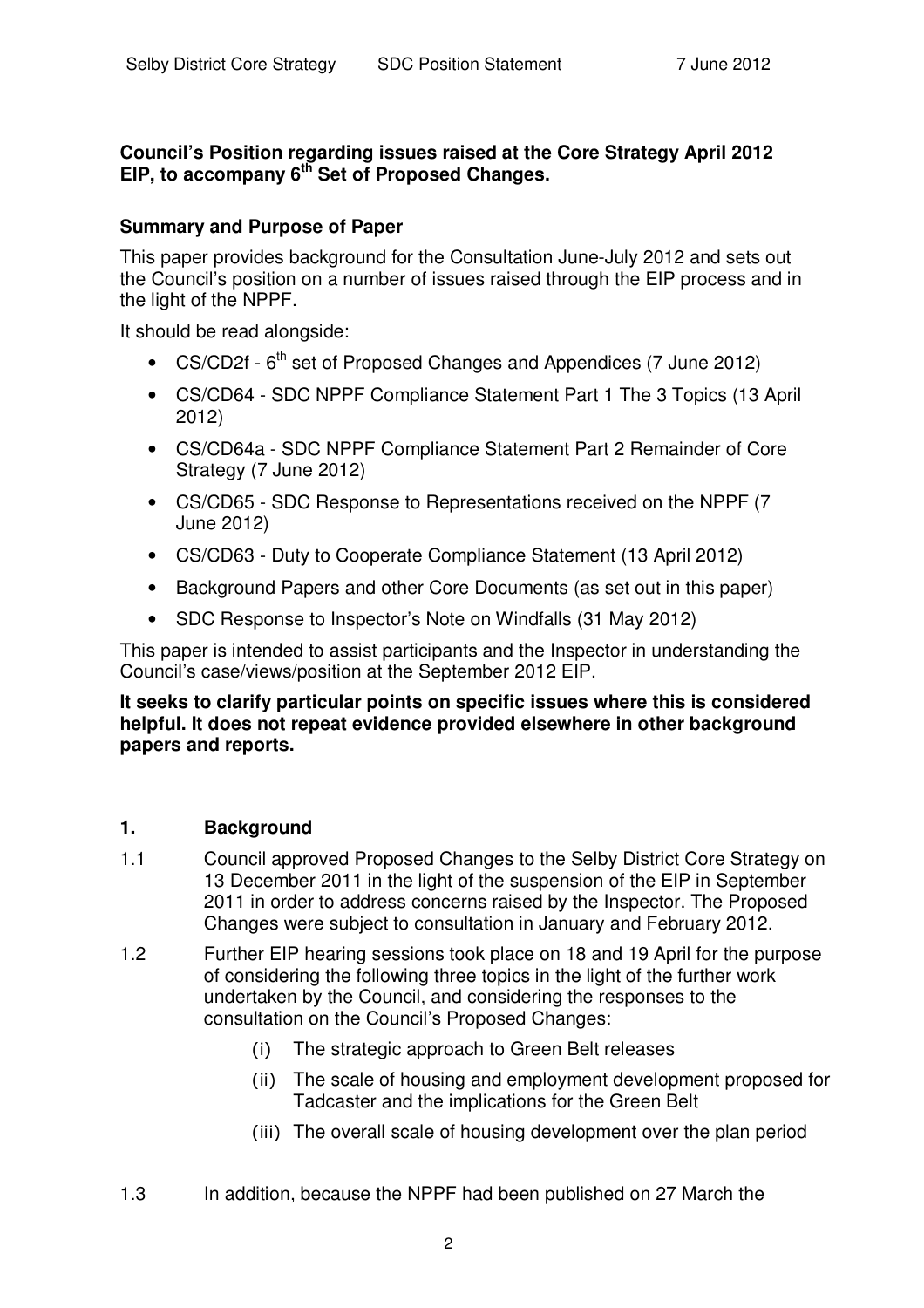**Council's Position regarding issues raised at the Core Strategy April 2012 EIP, to accompany 6th Set of Proposed Changes.**

**Summary and Purpose of Paper**

This paper provides background for the Consultation June-July 2012 and sets out the Council's position on a number of issues raised through the EIP process and in the light of the NPPF.

It should be read alongside:

- CS/CD2f - 6th set of Proposed Changes and Appendices (7 June 2012)
- CS/CD64 - SDC NPPF Compliance Statement Part 1 The 3 Topics (13 April 2012)
- CS/CD64a - SDC NPPF Compliance Statement Part 2 Remainder of Core Strategy (7 June 2012)
- CS/CD65 - SDC Response to Representations received on the NPPF (7 June 2012)
- CS/CD63 - Duty to Cooperate Compliance Statement (13 April 2012)
- Background Papers and other Core Documents (as set out in this paper)
- SDC Response to Inspector's Note on Windfalls (31 May 2012)

This paper is intended to assist participants and the Inspector in understanding the Council's case/views/position at the September 2012 EIP.

**It seeks to clarify particular points on specific issues where this is considered helpful. It does not repeat evidence provided elsewhere in other background papers and reports.**

## 1. Background

1.1 Council approved Proposed Changes to the Selby District Core Strategy on 13 December 2011 in the light of the suspension of the EIP in September 2011 in order to address concerns raised by the Inspector. The Proposed Changes were subject to consultation in January and February 2012.

1.2 Further EIP hearing sessions took place on 18 and 19 April for the purpose of considering the following three topics in the light of the further work undertaken by the Council, and considering the responses to the consultation on the Council's Proposed Changes:

(i) The strategic approach to Green Belt releases

(ii) The scale of housing and employment development proposed for Tadcaster and the implications for the Green Belt

(iii) The overall scale of housing development over the plan period

1.3 In addition, because the NPPF had been published on 27 March the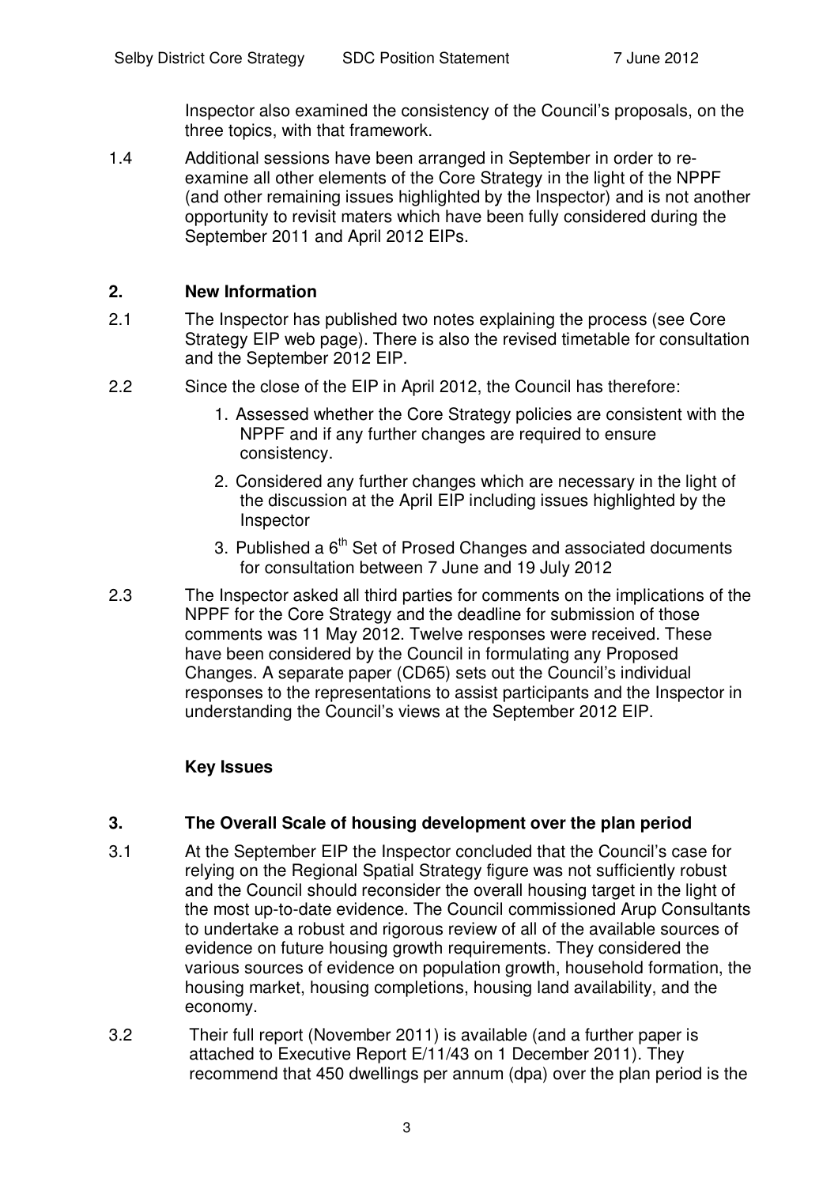Inspector also examined the consistency of the Council's proposals, on the three topics, with that framework.

1.4 Additional sessions have been arranged in September in order to re-examine all other elements of the Core Strategy in the light of the NPPF (and other remaining issues highlighted by the Inspector) and is not another opportunity to revisit maters which have been fully considered during the September 2011 and April 2012 EIPs.

## 2. New Information

2.1 The Inspector has published two notes explaining the process (see Core Strategy EIP web page). There is also the revised timetable for consultation and the September 2012 EIP.

2.2 Since the close of the EIP in April 2012, the Council has therefore:

1. Assessed whether the Core Strategy policies are consistent with the NPPF and if any further changes are required to ensure consistency.
2. Considered any further changes which are necessary in the light of the discussion at the April EIP including issues highlighted by the Inspector
3. Published a 6th Set of Prosed Changes and associated documents for consultation between 7 June and 19 July 2012

2.3 The Inspector asked all third parties for comments on the implications of the NPPF for the Core Strategy and the deadline for submission of those comments was 11 May 2012. Twelve responses were received. These have been considered by the Council in formulating any Proposed Changes. A separate paper (CD65) sets out the Council's individual responses to the representations to assist participants and the Inspector in understanding the Council's views at the September 2012 EIP.

## Key Issues

## 3. The Overall Scale of housing development over the plan period

3.1 At the September EIP the Inspector concluded that the Council's case for relying on the Regional Spatial Strategy figure was not sufficiently robust and the Council should reconsider the overall housing target in the light of the most up-to-date evidence. The Council commissioned Arup Consultants to undertake a robust and rigorous review of all of the available sources of evidence on future housing growth requirements. They considered the various sources of evidence on population growth, household formation, the housing market, housing completions, housing land availability, and the economy.

3.2 Their full report (November 2011) is available (and a further paper is attached to Executive Report E/11/43 on 1 December 2011). They recommend that 450 dwellings per annum (dpa) over the plan period is the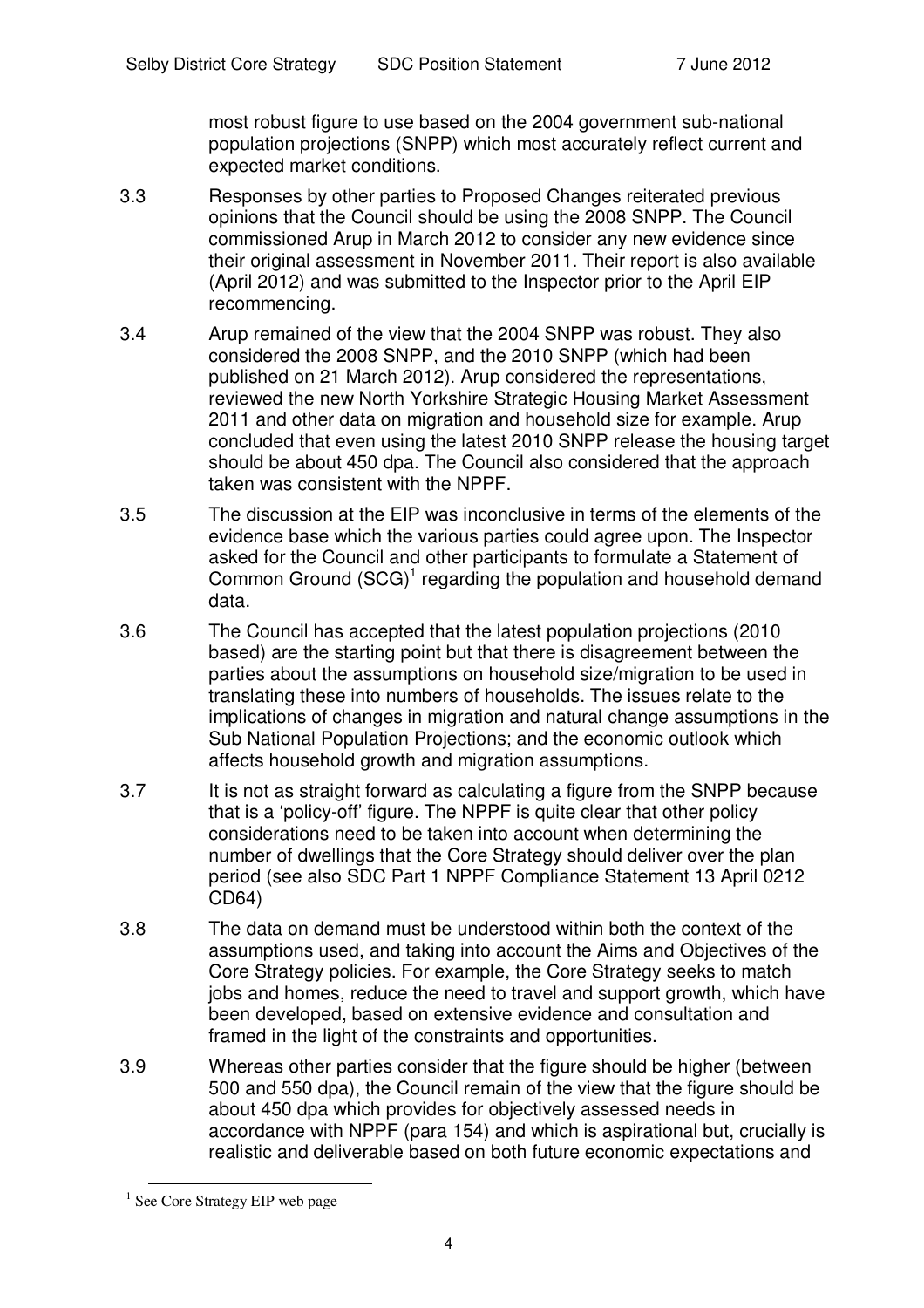most robust figure to use based on the 2004 government sub-national population projections (SNPP) which most accurately reflect current and expected market conditions.

3.3 Responses by other parties to Proposed Changes reiterated previous opinions that the Council should be using the 2008 SNPP. The Council commissioned Arup in March 2012 to consider any new evidence since their original assessment in November 2011. Their report is also available (April 2012) and was submitted to the Inspector prior to the April EIP recommencing.

3.4 Arup remained of the view that the 2004 SNPP was robust. They also considered the 2008 SNPP, and the 2010 SNPP (which had been published on 21 March 2012). Arup considered the representations, reviewed the new North Yorkshire Strategic Housing Market Assessment 2011 and other data on migration and household size for example. Arup concluded that even using the latest 2010 SNPP release the housing target should be about 450 dpa. The Council also considered that the approach taken was consistent with the NPPF.

3.5 The discussion at the EIP was inconclusive in terms of the elements of the evidence base which the various parties could agree upon. The Inspector asked for the Council and other participants to formulate a Statement of Common Ground (SCG)[1] regarding the population and household demand data.

3.6 The Council has accepted that the latest population projections (2010 based) are the starting point but that there is disagreement between the parties about the assumptions on household size/migration to be used in translating these into numbers of households. The issues relate to the implications of changes in migration and natural change assumptions in the Sub National Population Projections; and the economic outlook which affects household growth and migration assumptions.

3.7 It is not as straight forward as calculating a figure from the SNPP because that is a 'policy-off' figure. The NPPF is quite clear that other policy considerations need to be taken into account when determining the number of dwellings that the Core Strategy should deliver over the plan period (see also SDC Part 1 NPPF Compliance Statement 13 April 0212 CD64)

3.8 The data on demand must be understood within both the context of the assumptions used, and taking into account the Aims and Objectives of the Core Strategy policies. For example, the Core Strategy seeks to match jobs and homes, reduce the need to travel and support growth, which have been developed, based on extensive evidence and consultation and framed in the light of the constraints and opportunities.

3.9 Whereas other parties consider that the figure should be higher (between 500 and 550 dpa), the Council remain of the view that the figure should be about 450 dpa which provides for objectively assessed needs in accordance with NPPF (para 154) and which is aspirational but, crucially is realistic and deliverable based on both future economic expectations and

[1] See Core Strategy EIP web page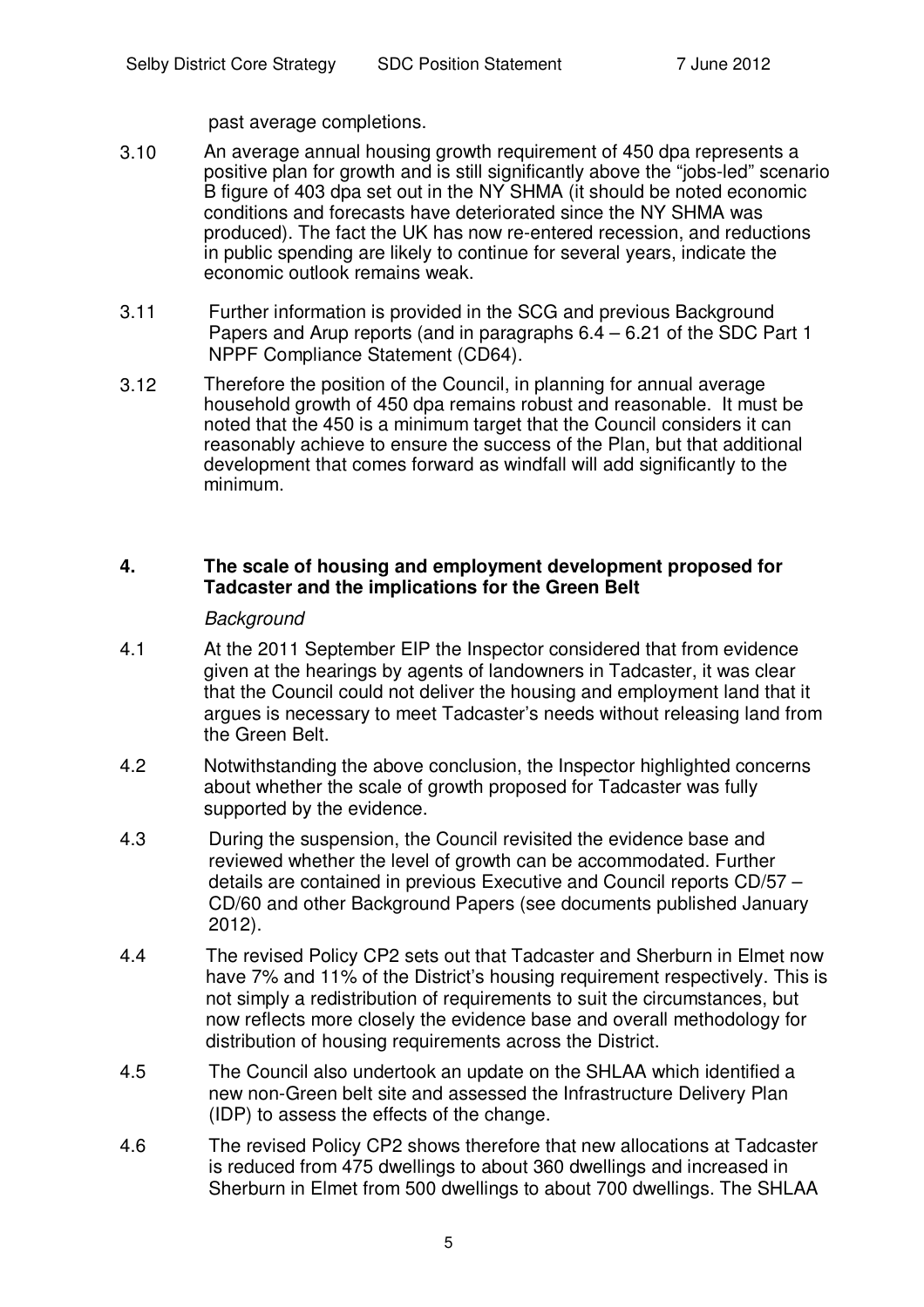past average completions.

3.10 An average annual housing growth requirement of 450 dpa represents a positive plan for growth and is still significantly above the "jobs-led" scenario B figure of 403 dpa set out in the NY SHMA (it should be noted economic conditions and forecasts have deteriorated since the NY SHMA was produced). The fact the UK has now re-entered recession, and reductions in public spending are likely to continue for several years, indicate the economic outlook remains weak.

3.11 Further information is provided in the SCG and previous Background Papers and Arup reports (and in paragraphs 6.4 – 6.21 of the SDC Part 1 NPPF Compliance Statement (CD64).

3.12 Therefore the position of the Council, in planning for annual average household growth of 450 dpa remains robust and reasonable. It must be noted that the 450 is a minimum target that the Council considers it can reasonably achieve to ensure the success of the Plan, but that additional development that comes forward as windfall will add significantly to the minimum.

## 4. The scale of housing and employment development proposed for Tadcaster and the implications for the Green Belt

*Background*

4.1 At the 2011 September EIP the Inspector considered that from evidence given at the hearings by agents of landowners in Tadcaster, it was clear that the Council could not deliver the housing and employment land that it argues is necessary to meet Tadcaster's needs without releasing land from the Green Belt.

4.2 Notwithstanding the above conclusion, the Inspector highlighted concerns about whether the scale of growth proposed for Tadcaster was fully supported by the evidence.

4.3 During the suspension, the Council revisited the evidence base and reviewed whether the level of growth can be accommodated. Further details are contained in previous Executive and Council reports CD/57 – CD/60 and other Background Papers (see documents published January 2012).

4.4 The revised Policy CP2 sets out that Tadcaster and Sherburn in Elmet now have 7% and 11% of the District's housing requirement respectively. This is not simply a redistribution of requirements to suit the circumstances, but now reflects more closely the evidence base and overall methodology for distribution of housing requirements across the District.

4.5 The Council also undertook an update on the SHLAA which identified a new non-Green belt site and assessed the Infrastructure Delivery Plan (IDP) to assess the effects of the change.

4.6 The revised Policy CP2 shows therefore that new allocations at Tadcaster is reduced from 475 dwellings to about 360 dwellings and increased in Sherburn in Elmet from 500 dwellings to about 700 dwellings. The SHLAA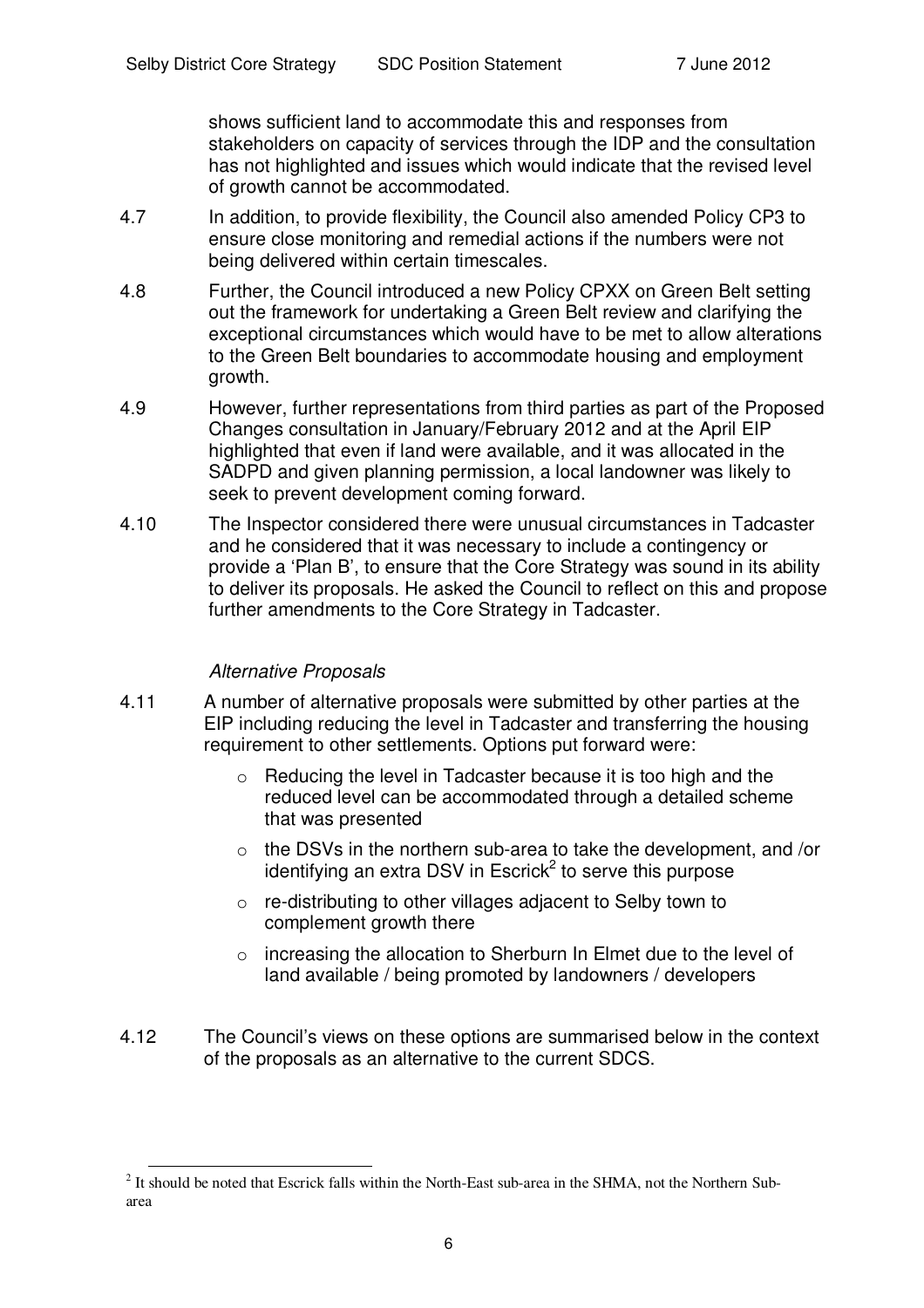shows sufficient land to accommodate this and responses from stakeholders on capacity of services through the IDP and the consultation has not highlighted and issues which would indicate that the revised level of growth cannot be accommodated.

4.7 In addition, to provide flexibility, the Council also amended Policy CP3 to ensure close monitoring and remedial actions if the numbers were not being delivered within certain timescales.

4.8 Further, the Council introduced a new Policy CPXX on Green Belt setting out the framework for undertaking a Green Belt review and clarifying the exceptional circumstances which would have to be met to allow alterations to the Green Belt boundaries to accommodate housing and employment growth.

4.9 However, further representations from third parties as part of the Proposed Changes consultation in January/February 2012 and at the April EIP highlighted that even if land were available, and it was allocated in the SADPD and given planning permission, a local landowner was likely to seek to prevent development coming forward.

4.10 The Inspector considered there were unusual circumstances in Tadcaster and he considered that it was necessary to include a contingency or provide a 'Plan B', to ensure that the Core Strategy was sound in its ability to deliver its proposals. He asked the Council to reflect on this and propose further amendments to the Core Strategy in Tadcaster.

*Alternative Proposals*

4.11 A number of alternative proposals were submitted by other parties at the EIP including reducing the level in Tadcaster and transferring the housing requirement to other settlements. Options put forward were:

- Reducing the level in Tadcaster because it is too high and the reduced level can be accommodated through a detailed scheme that was presented
- the DSVs in the northern sub-area to take the development, and /or identifying an extra DSV in Escrick[2] to serve this purpose
- re-distributing to other villages adjacent to Selby town to complement growth there
- increasing the allocation to Sherburn In Elmet due to the level of land available / being promoted by landowners / developers

4.12 The Council's views on these options are summarised below in the context of the proposals as an alternative to the current SDCS.

[2] It should be noted that Escrick falls within the North-East sub-area in the SHMA, not the Northern Sub-area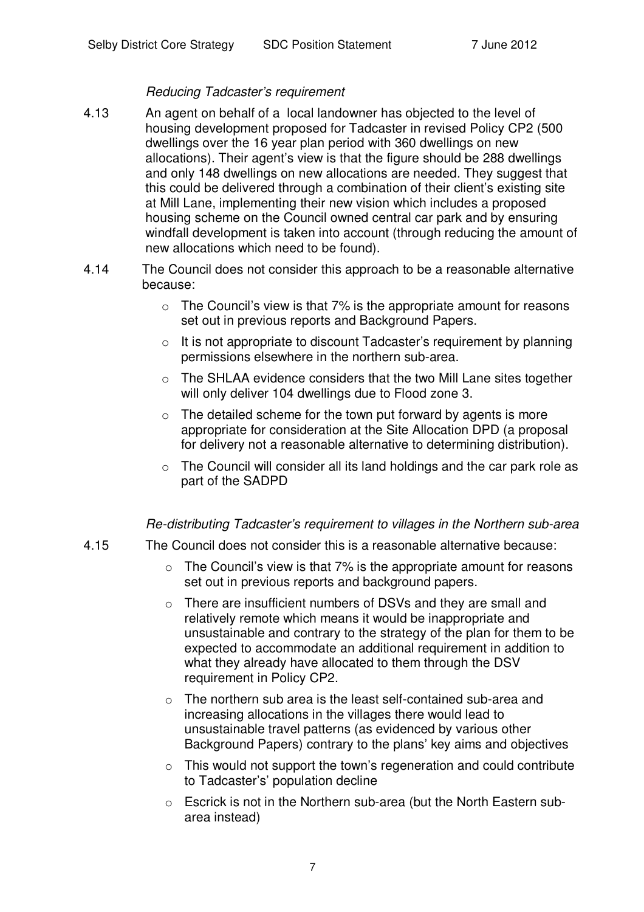*Reducing Tadcaster's requirement*

4.13 An agent on behalf of a local landowner has objected to the level of housing development proposed for Tadcaster in revised Policy CP2 (500 dwellings over the 16 year plan period with 360 dwellings on new allocations). Their agent's view is that the figure should be 288 dwellings and only 148 dwellings on new allocations are needed. They suggest that this could be delivered through a combination of their client's existing site at Mill Lane, implementing their new vision which includes a proposed housing scheme on the Council owned central car park and by ensuring windfall development is taken into account (through reducing the amount of new allocations which need to be found).

4.14 The Council does not consider this approach to be a reasonable alternative because:

- The Council's view is that 7% is the appropriate amount for reasons set out in previous reports and Background Papers.
- It is not appropriate to discount Tadcaster's requirement by planning permissions elsewhere in the northern sub-area.
- The SHLAA evidence considers that the two Mill Lane sites together will only deliver 104 dwellings due to Flood zone 3.
- The detailed scheme for the town put forward by agents is more appropriate for consideration at the Site Allocation DPD (a proposal for delivery not a reasonable alternative to determining distribution).
- The Council will consider all its land holdings and the car park role as part of the SADPD

*Re-distributing Tadcaster's requirement to villages in the Northern sub-area*

4.15 The Council does not consider this is a reasonable alternative because:

- The Council's view is that 7% is the appropriate amount for reasons set out in previous reports and background papers.
- There are insufficient numbers of DSVs and they are small and relatively remote which means it would be inappropriate and unsustainable and contrary to the strategy of the plan for them to be expected to accommodate an additional requirement in addition to what they already have allocated to them through the DSV requirement in Policy CP2.
- The northern sub area is the least self-contained sub-area and increasing allocations in the villages there would lead to unsustainable travel patterns (as evidenced by various other Background Papers) contrary to the plans' key aims and objectives
- This would not support the town's regeneration and could contribute to Tadcaster's' population decline
- Escrick is not in the Northern sub-area (but the North Eastern sub-area instead)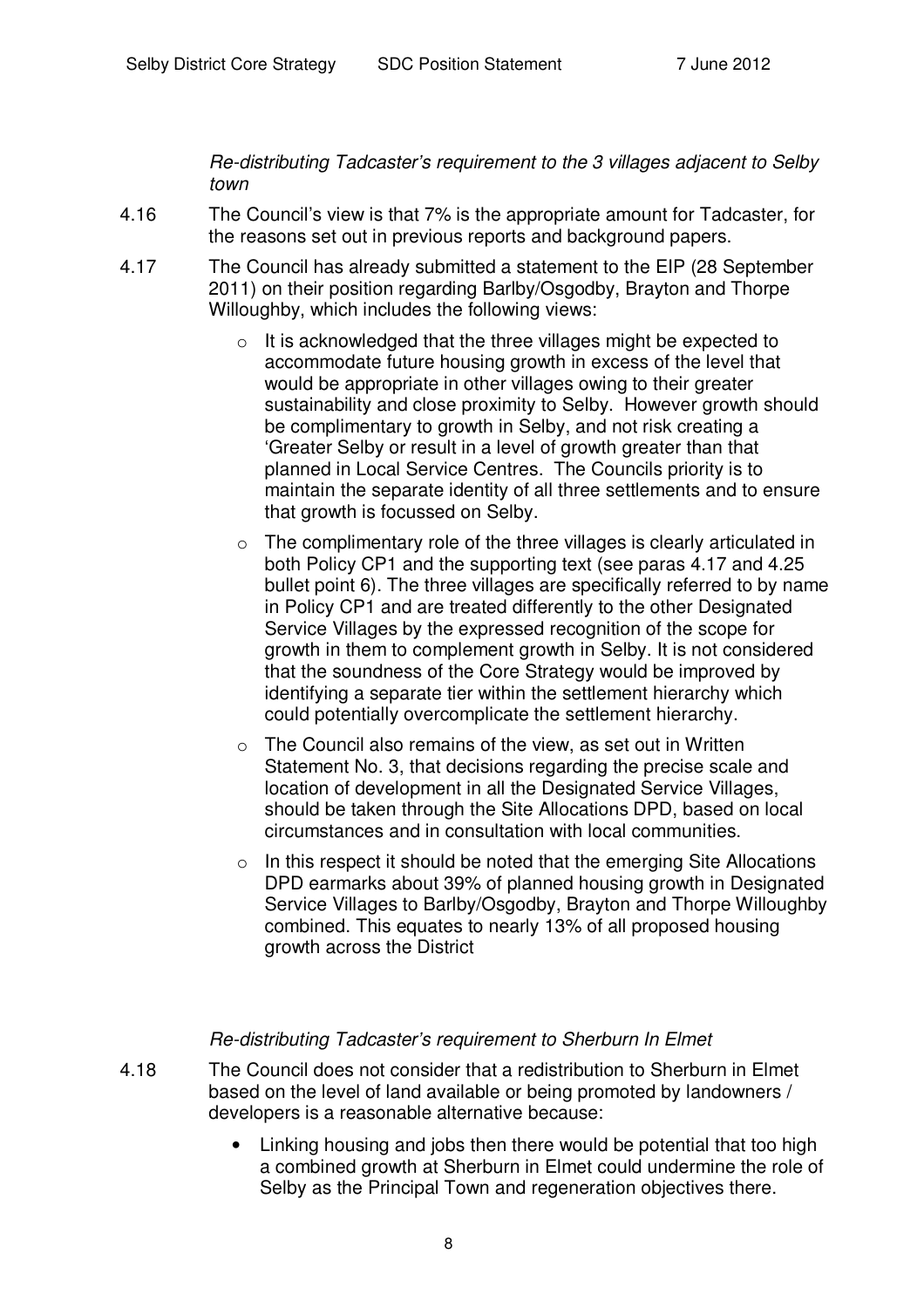*Re-distributing Tadcaster's requirement to the 3 villages adjacent to Selby town*

4.16 The Council's view is that 7% is the appropriate amount for Tadcaster, for the reasons set out in previous reports and background papers.

4.17 The Council has already submitted a statement to the EIP (28 September 2011) on their position regarding Barlby/Osgodby, Brayton and Thorpe Willoughby, which includes the following views:

- It is acknowledged that the three villages might be expected to accommodate future housing growth in excess of the level that would be appropriate in other villages owing to their greater sustainability and close proximity to Selby. However growth should be complimentary to growth in Selby, and not risk creating a 'Greater Selby or result in a level of growth greater than that planned in Local Service Centres. The Councils priority is to maintain the separate identity of all three settlements and to ensure that growth is focussed on Selby.
- The complimentary role of the three villages is clearly articulated in both Policy CP1 and the supporting text (see paras 4.17 and 4.25 bullet point 6). The three villages are specifically referred to by name in Policy CP1 and are treated differently to the other Designated Service Villages by the expressed recognition of the scope for growth in them to complement growth in Selby. It is not considered that the soundness of the Core Strategy would be improved by identifying a separate tier within the settlement hierarchy which could potentially overcomplicate the settlement hierarchy.
- The Council also remains of the view, as set out in Written Statement No. 3, that decisions regarding the precise scale and location of development in all the Designated Service Villages, should be taken through the Site Allocations DPD, based on local circumstances and in consultation with local communities.
- In this respect it should be noted that the emerging Site Allocations DPD earmarks about 39% of planned housing growth in Designated Service Villages to Barlby/Osgodby, Brayton and Thorpe Willoughby combined. This equates to nearly 13% of all proposed housing growth across the District

*Re-distributing Tadcaster's requirement to Sherburn In Elmet*

4.18 The Council does not consider that a redistribution to Sherburn in Elmet based on the level of land available or being promoted by landowners / developers is a reasonable alternative because:

- Linking housing and jobs then there would be potential that too high a combined growth at Sherburn in Elmet could undermine the role of Selby as the Principal Town and regeneration objectives there.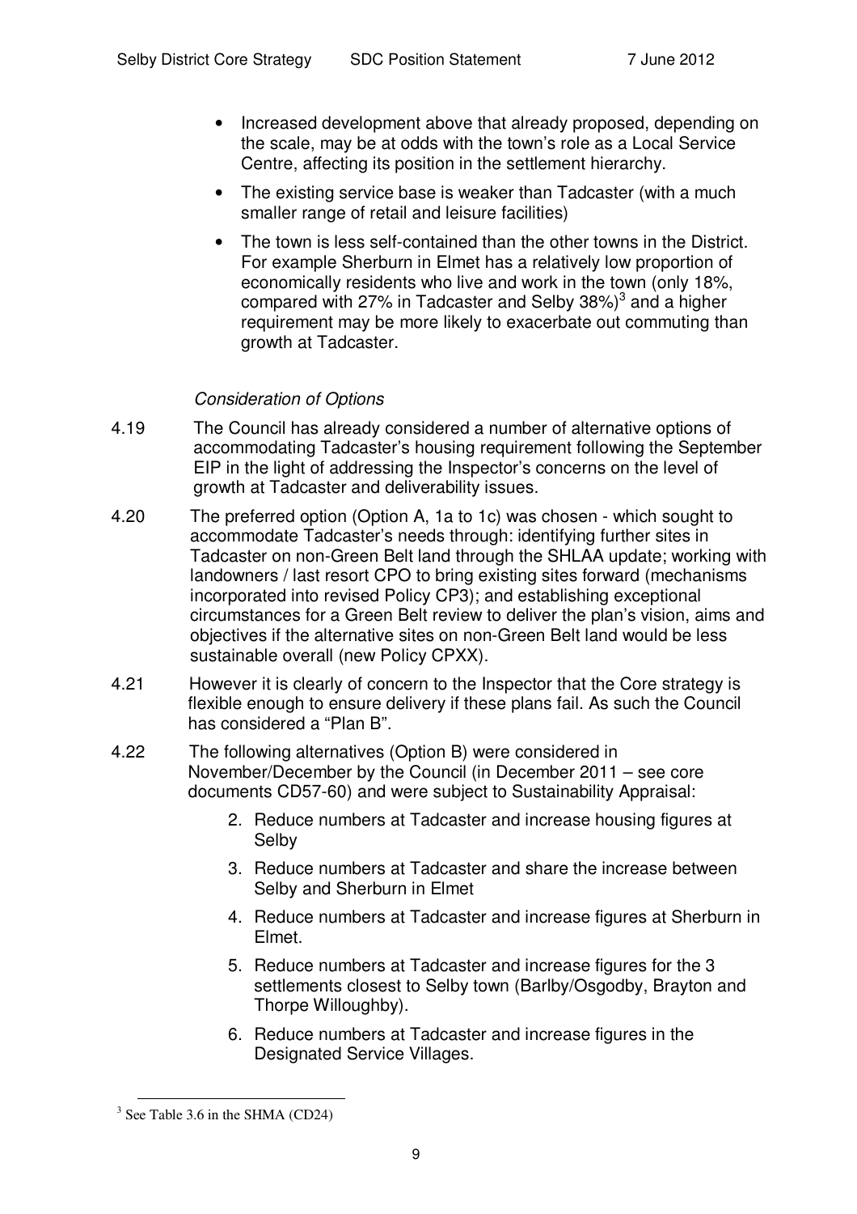- Increased development above that already proposed, depending on the scale, may be at odds with the town's role as a Local Service Centre, affecting its position in the settlement hierarchy.
- The existing service base is weaker than Tadcaster (with a much smaller range of retail and leisure facilities)
- The town is less self-contained than the other towns in the District. For example Sherburn in Elmet has a relatively low proportion of economically residents who live and work in the town (only 18%, compared with 27% in Tadcaster and Selby 38%)[3] and a higher requirement may be more likely to exacerbate out commuting than growth at Tadcaster.

*Consideration of Options*

4.19 The Council has already considered a number of alternative options of accommodating Tadcaster's housing requirement following the September EIP in the light of addressing the Inspector's concerns on the level of growth at Tadcaster and deliverability issues.

4.20 The preferred option (Option A, 1a to 1c) was chosen - which sought to accommodate Tadcaster's needs through: identifying further sites in Tadcaster on non-Green Belt land through the SHLAA update; working with landowners / last resort CPO to bring existing sites forward (mechanisms incorporated into revised Policy CP3); and establishing exceptional circumstances for a Green Belt review to deliver the plan's vision, aims and objectives if the alternative sites on non-Green Belt land would be less sustainable overall (new Policy CPXX).

4.21 However it is clearly of concern to the Inspector that the Core strategy is flexible enough to ensure delivery if these plans fail. As such the Council has considered a "Plan B".

4.22 The following alternatives (Option B) were considered in November/December by the Council (in December 2011 – see core documents CD57-60) and were subject to Sustainability Appraisal:

2. Reduce numbers at Tadcaster and increase housing figures at Selby
3. Reduce numbers at Tadcaster and share the increase between Selby and Sherburn in Elmet
4. Reduce numbers at Tadcaster and increase figures at Sherburn in Elmet.
5. Reduce numbers at Tadcaster and increase figures for the 3 settlements closest to Selby town (Barlby/Osgodby, Brayton and Thorpe Willoughby).
6. Reduce numbers at Tadcaster and increase figures in the Designated Service Villages.

[3] See Table 3.6 in the SHMA (CD24)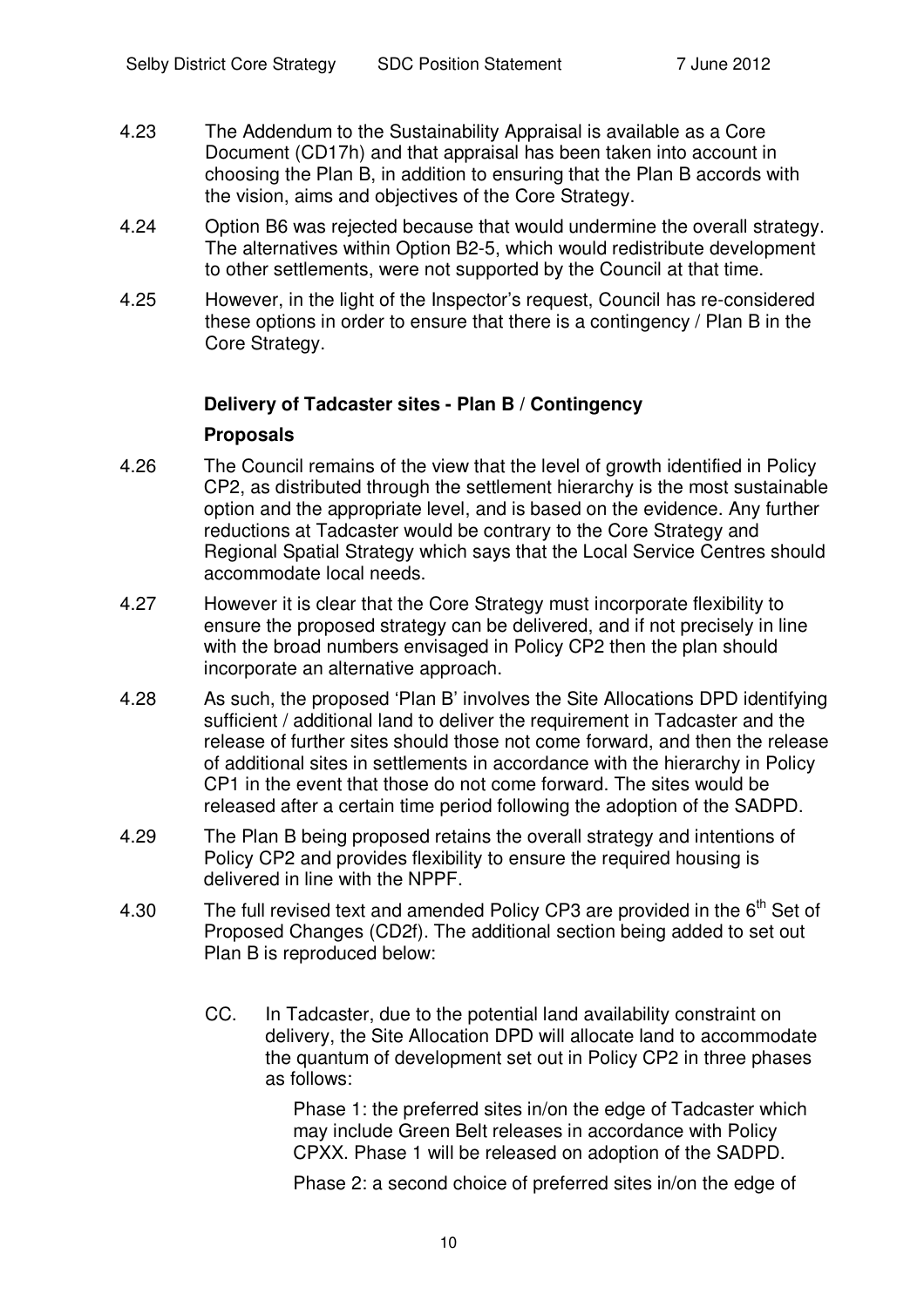4.23 The Addendum to the Sustainability Appraisal is available as a Core Document (CD17h) and that appraisal has been taken into account in choosing the Plan B, in addition to ensuring that the Plan B accords with the vision, aims and objectives of the Core Strategy.

4.24 Option B6 was rejected because that would undermine the overall strategy. The alternatives within Option B2-5, which would redistribute development to other settlements, were not supported by the Council at that time.

4.25 However, in the light of the Inspector's request, Council has re-considered these options in order to ensure that there is a contingency / Plan B in the Core Strategy.

**Delivery of Tadcaster sites - Plan B / Contingency**

**Proposals**

4.26 The Council remains of the view that the level of growth identified in Policy CP2, as distributed through the settlement hierarchy is the most sustainable option and the appropriate level, and is based on the evidence. Any further reductions at Tadcaster would be contrary to the Core Strategy and Regional Spatial Strategy which says that the Local Service Centres should accommodate local needs.

4.27 However it is clear that the Core Strategy must incorporate flexibility to ensure the proposed strategy can be delivered, and if not precisely in line with the broad numbers envisaged in Policy CP2 then the plan should incorporate an alternative approach.

4.28 As such, the proposed 'Plan B' involves the Site Allocations DPD identifying sufficient / additional land to deliver the requirement in Tadcaster and the release of further sites should those not come forward, and then the release of additional sites in settlements in accordance with the hierarchy in Policy CP1 in the event that those do not come forward. The sites would be released after a certain time period following the adoption of the SADPD.

4.29 The Plan B being proposed retains the overall strategy and intentions of Policy CP2 and provides flexibility to ensure the required housing is delivered in line with the NPPF.

4.30 The full revised text and amended Policy CP3 are provided in the 6th Set of Proposed Changes (CD2f). The additional section being added to set out Plan B is reproduced below:

> CC. In Tadcaster, due to the potential land availability constraint on delivery, the Site Allocation DPD will allocate land to accommodate the quantum of development set out in Policy CP2 in three phases as follows:
>
> Phase 1: the preferred sites in/on the edge of Tadcaster which may include Green Belt releases in accordance with Policy CPXX. Phase 1 will be released on adoption of the SADPD.
>
> Phase 2: a second choice of preferred sites in/on the edge of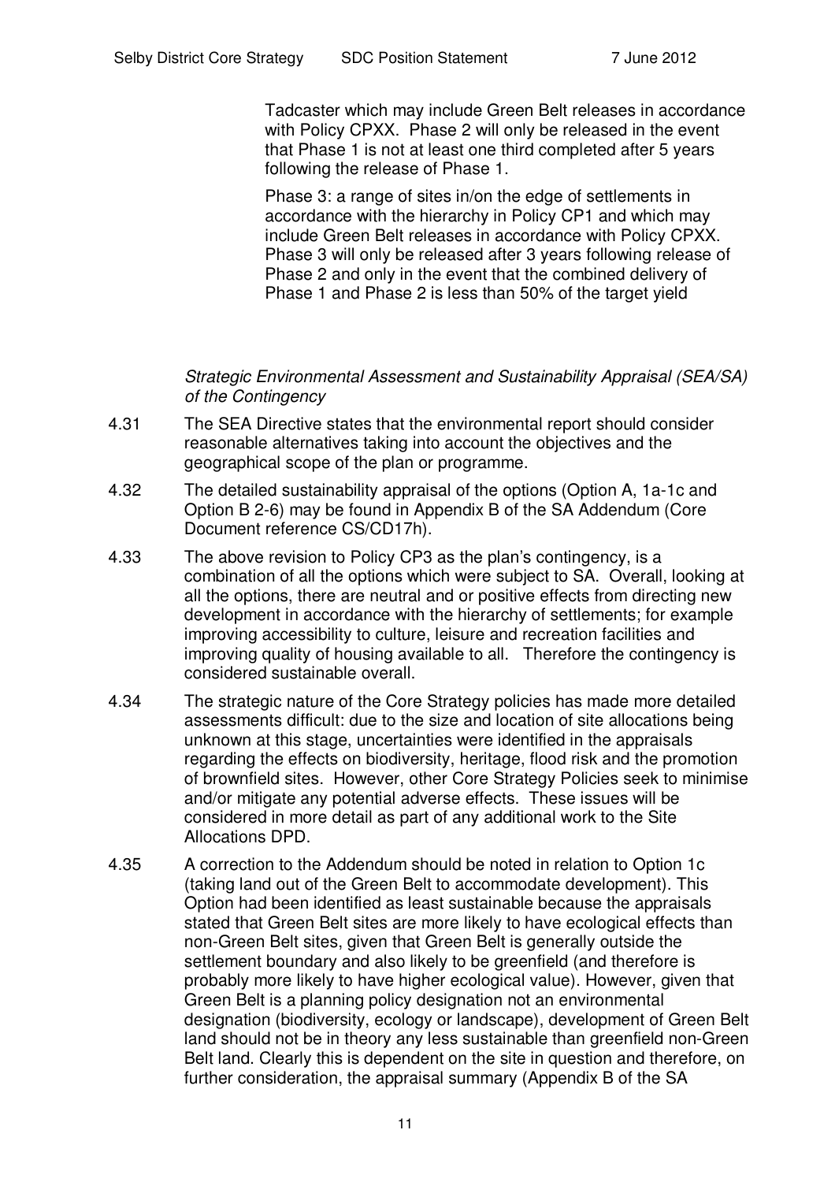Tadcaster which may include Green Belt releases in accordance with Policy CPXX. Phase 2 will only be released in the event that Phase 1 is not at least one third completed after 5 years following the release of Phase 1.

Phase 3: a range of sites in/on the edge of settlements in accordance with the hierarchy in Policy CP1 and which may include Green Belt releases in accordance with Policy CPXX. Phase 3 will only be released after 3 years following release of Phase 2 and only in the event that the combined delivery of Phase 1 and Phase 2 is less than 50% of the target yield

*Strategic Environmental Assessment and Sustainability Appraisal (SEA/SA) of the Contingency*

4.31 The SEA Directive states that the environmental report should consider reasonable alternatives taking into account the objectives and the geographical scope of the plan or programme.

4.32 The detailed sustainability appraisal of the options (Option A, 1a-1c and Option B 2-6) may be found in Appendix B of the SA Addendum (Core Document reference CS/CD17h).

4.33 The above revision to Policy CP3 as the plan's contingency, is a combination of all the options which were subject to SA. Overall, looking at all the options, there are neutral and or positive effects from directing new development in accordance with the hierarchy of settlements; for example improving accessibility to culture, leisure and recreation facilities and improving quality of housing available to all. Therefore the contingency is considered sustainable overall.

4.34 The strategic nature of the Core Strategy policies has made more detailed assessments difficult: due to the size and location of site allocations being unknown at this stage, uncertainties were identified in the appraisals regarding the effects on biodiversity, heritage, flood risk and the promotion of brownfield sites. However, other Core Strategy Policies seek to minimise and/or mitigate any potential adverse effects. These issues will be considered in more detail as part of any additional work to the Site Allocations DPD.

4.35 A correction to the Addendum should be noted in relation to Option 1c (taking land out of the Green Belt to accommodate development). This Option had been identified as least sustainable because the appraisals stated that Green Belt sites are more likely to have ecological effects than non-Green Belt sites, given that Green Belt is generally outside the settlement boundary and also likely to be greenfield (and therefore is probably more likely to have higher ecological value). However, given that Green Belt is a planning policy designation not an environmental designation (biodiversity, ecology or landscape), development of Green Belt land should not be in theory any less sustainable than greenfield non-Green Belt land. Clearly this is dependent on the site in question and therefore, on further consideration, the appraisal summary (Appendix B of the SA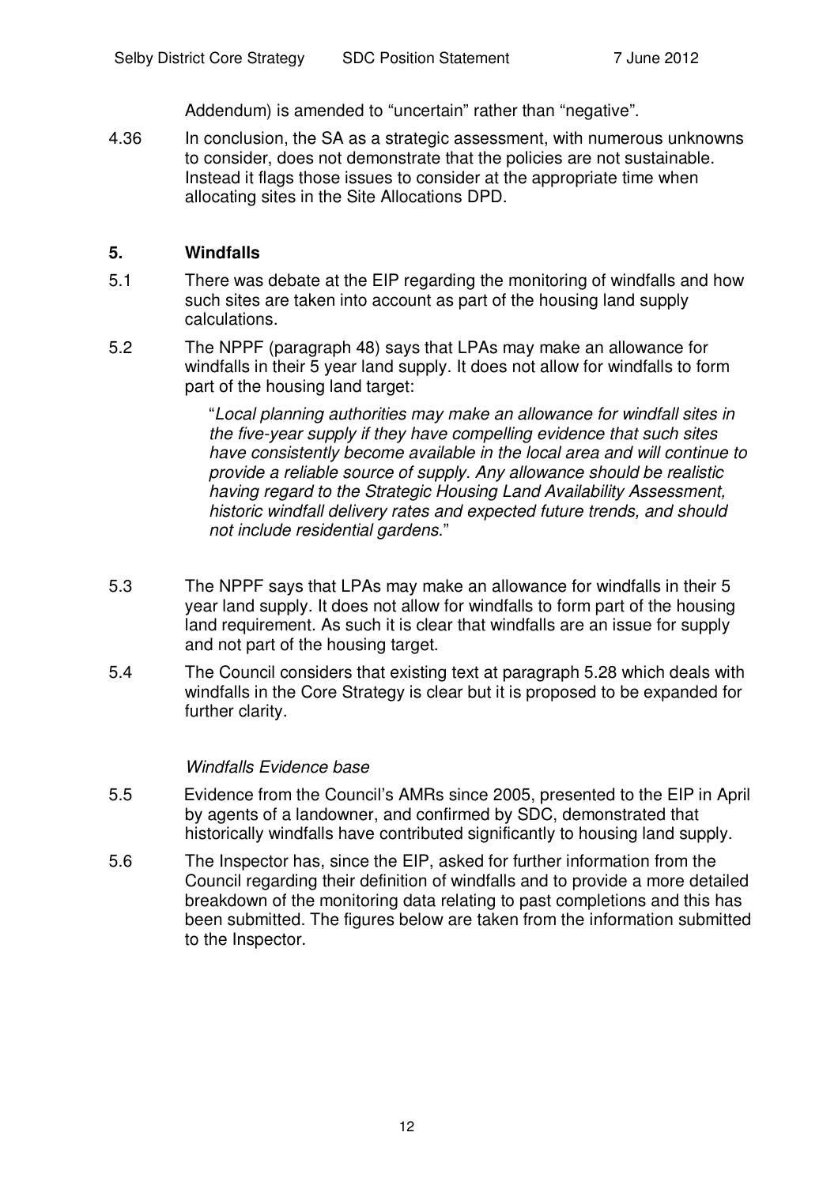Addendum) is amended to "uncertain" rather than "negative".

4.36 In conclusion, the SA as a strategic assessment, with numerous unknowns to consider, does not demonstrate that the policies are not sustainable. Instead it flags those issues to consider at the appropriate time when allocating sites in the Site Allocations DPD.

## 5. Windfalls

5.1 There was debate at the EIP regarding the monitoring of windfalls and how such sites are taken into account as part of the housing land supply calculations.

5.2 The NPPF (paragraph 48) says that LPAs may make an allowance for windfalls in their 5 year land supply. It does not allow for windfalls to form part of the housing land target:

> "*Local planning authorities may make an allowance for windfall sites in the five-year supply if they have compelling evidence that such sites have consistently become available in the local area and will continue to provide a reliable source of supply. Any allowance should be realistic having regard to the Strategic Housing Land Availability Assessment, historic windfall delivery rates and expected future trends, and should not include residential gardens*."

5.3 The NPPF says that LPAs may make an allowance for windfalls in their 5 year land supply. It does not allow for windfalls to form part of the housing land requirement. As such it is clear that windfalls are an issue for supply and not part of the housing target.

5.4 The Council considers that existing text at paragraph 5.28 which deals with windfalls in the Core Strategy is clear but it is proposed to be expanded for further clarity.

*Windfalls Evidence base*

5.5 Evidence from the Council's AMRs since 2005, presented to the EIP in April by agents of a landowner, and confirmed by SDC, demonstrated that historically windfalls have contributed significantly to housing land supply.

5.6 The Inspector has, since the EIP, asked for further information from the Council regarding their definition of windfalls and to provide a more detailed breakdown of the monitoring data relating to past completions and this has been submitted. The figures below are taken from the information submitted to the Inspector.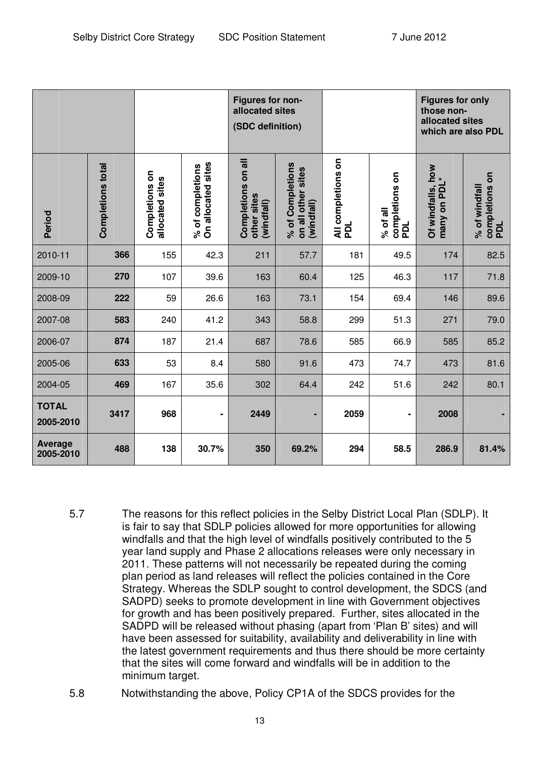| | | | | Figures for non-allocated sites (SDC definition) | | | | Figures for only those non-allocated sites which are also PDL | |
|---|---|---|---|---|---|---|---|---|---|
| Period | Completions total | Completions on allocated sites | % of completions On allocated sites | Completions on all other sites (windfall) | % of Completions on all other sites (windfall) | All completions on PDL | % of all completions on PDL | Of windfalls, how many on PDL* | % of windfall completions on PDL |
| 2010-11 | **366** | 155 | 42.3 | 211 | 57.7 | 181 | 49.5 | 174 | 82.5 |
| 2009-10 | **270** | 107 | 39.6 | 163 | 60.4 | 125 | 46.3 | 117 | 71.8 |
| 2008-09 | **222** | 59 | 26.6 | 163 | 73.1 | 154 | 69.4 | 146 | 89.6 |
| 2007-08 | **583** | 240 | 41.2 | 343 | 58.8 | 299 | 51.3 | 271 | 79.0 |
| 2006-07 | **874** | 187 | 21.4 | 687 | 78.6 | 585 | 66.9 | 585 | 85.2 |
| 2005-06 | **633** | 53 | 8.4 | 580 | 91.6 | 473 | 74.7 | 473 | 81.6 |
| 2004-05 | **469** | 167 | 35.6 | 302 | 64.4 | 242 | 51.6 | 242 | 80.1 |
| **TOTAL 2005-2010** | **3417** | **968** | **-** | **2449** | **-** | **2059** | **-** | **2008** | **-** |
| **Average 2005-2010** | **488** | **138** | **30.7%** | **350** | **69.2%** | **294** | **58.5** | **286.9** | **81.4%** |

5.7 The reasons for this reflect policies in the Selby District Local Plan (SDLP). It is fair to say that SDLP policies allowed for more opportunities for allowing windfalls and that the high level of windfalls positively contributed to the 5 year land supply and Phase 2 allocations releases were only necessary in 2011. These patterns will not necessarily be repeated during the coming plan period as land releases will reflect the policies contained in the Core Strategy. Whereas the SDLP sought to control development, the SDCS (and SADPD) seeks to promote development in line with Government objectives for growth and has been positively prepared. Further, sites allocated in the SADPD will be released without phasing (apart from 'Plan B' sites) and will have been assessed for suitability, availability and deliverability in line with the latest government requirements and thus there should be more certainty that the sites will come forward and windfalls will be in addition to the minimum target.

5.8 Notwithstanding the above, Policy CP1A of the SDCS provides for the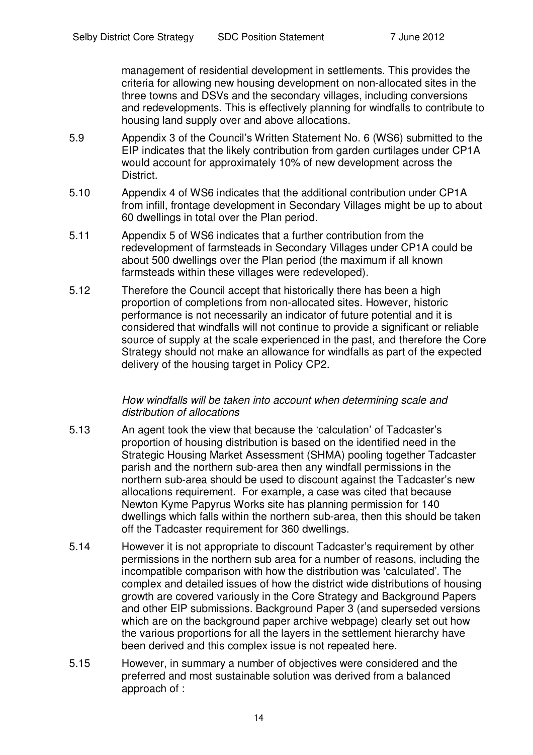management of residential development in settlements. This provides the criteria for allowing new housing development on non-allocated sites in the three towns and DSVs and the secondary villages, including conversions and redevelopments. This is effectively planning for windfalls to contribute to housing land supply over and above allocations.

5.9 Appendix 3 of the Council's Written Statement No. 6 (WS6) submitted to the EIP indicates that the likely contribution from garden curtilages under CP1A would account for approximately 10% of new development across the District.

5.10 Appendix 4 of WS6 indicates that the additional contribution under CP1A from infill, frontage development in Secondary Villages might be up to about 60 dwellings in total over the Plan period.

5.11 Appendix 5 of WS6 indicates that a further contribution from the redevelopment of farmsteads in Secondary Villages under CP1A could be about 500 dwellings over the Plan period (the maximum if all known farmsteads within these villages were redeveloped).

5.12 Therefore the Council accept that historically there has been a high proportion of completions from non-allocated sites. However, historic performance is not necessarily an indicator of future potential and it is considered that windfalls will not continue to provide a significant or reliable source of supply at the scale experienced in the past, and therefore the Core Strategy should not make an allowance for windfalls as part of the expected delivery of the housing target in Policy CP2.

*How windfalls will be taken into account when determining scale and distribution of allocations*

5.13 An agent took the view that because the 'calculation' of Tadcaster's proportion of housing distribution is based on the identified need in the Strategic Housing Market Assessment (SHMA) pooling together Tadcaster parish and the northern sub-area then any windfall permissions in the northern sub-area should be used to discount against the Tadcaster's new allocations requirement. For example, a case was cited that because Newton Kyme Papyrus Works site has planning permission for 140 dwellings which falls within the northern sub-area, then this should be taken off the Tadcaster requirement for 360 dwellings.

5.14 However it is not appropriate to discount Tadcaster's requirement by other permissions in the northern sub area for a number of reasons, including the incompatible comparison with how the distribution was 'calculated'. The complex and detailed issues of how the district wide distributions of housing growth are covered variously in the Core Strategy and Background Papers and other EIP submissions. Background Paper 3 (and superseded versions which are on the background paper archive webpage) clearly set out how the various proportions for all the layers in the settlement hierarchy have been derived and this complex issue is not repeated here.

5.15 However, in summary a number of objectives were considered and the preferred and most sustainable solution was derived from a balanced approach of :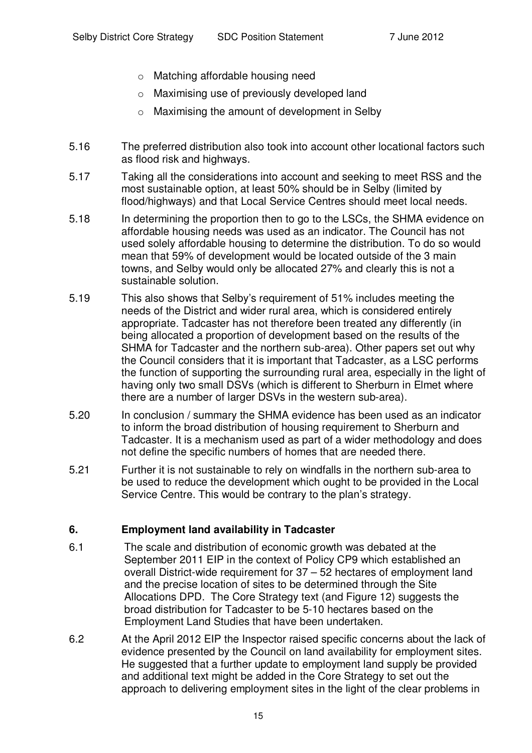- Matching affordable housing need
  - Maximising use of previously developed land
  - Maximising the amount of development in Selby

5.16 The preferred distribution also took into account other locational factors such as flood risk and highways.

5.17 Taking all the considerations into account and seeking to meet RSS and the most sustainable option, at least 50% should be in Selby (limited by flood/highways) and that Local Service Centres should meet local needs.

5.18 In determining the proportion then to go to the LSCs, the SHMA evidence on affordable housing needs was used as an indicator. The Council has not used solely affordable housing to determine the distribution. To do so would mean that 59% of development would be located outside of the 3 main towns, and Selby would only be allocated 27% and clearly this is not a sustainable solution.

5.19 This also shows that Selby's requirement of 51% includes meeting the needs of the District and wider rural area, which is considered entirely appropriate. Tadcaster has not therefore been treated any differently (in being allocated a proportion of development based on the results of the SHMA for Tadcaster and the northern sub-area). Other papers set out why the Council considers that it is important that Tadcaster, as a LSC performs the function of supporting the surrounding rural area, especially in the light of having only two small DSVs (which is different to Sherburn in Elmet where there are a number of larger DSVs in the western sub-area).

5.20 In conclusion / summary the SHMA evidence has been used as an indicator to inform the broad distribution of housing requirement to Sherburn and Tadcaster. It is a mechanism used as part of a wider methodology and does not define the specific numbers of homes that are needed there.

5.21 Further it is not sustainable to rely on windfalls in the northern sub-area to be used to reduce the development which ought to be provided in the Local Service Centre. This would be contrary to the plan's strategy.

## 6. Employment land availability in Tadcaster

6.1 The scale and distribution of economic growth was debated at the September 2011 EIP in the context of Policy CP9 which established an overall District-wide requirement for 37 – 52 hectares of employment land and the precise location of sites to be determined through the Site Allocations DPD. The Core Strategy text (and Figure 12) suggests the broad distribution for Tadcaster to be 5-10 hectares based on the Employment Land Studies that have been undertaken.

6.2 At the April 2012 EIP the Inspector raised specific concerns about the lack of evidence presented by the Council on land availability for employment sites. He suggested that a further update to employment land supply be provided and additional text might be added in the Core Strategy to set out the approach to delivering employment sites in the light of the clear problems in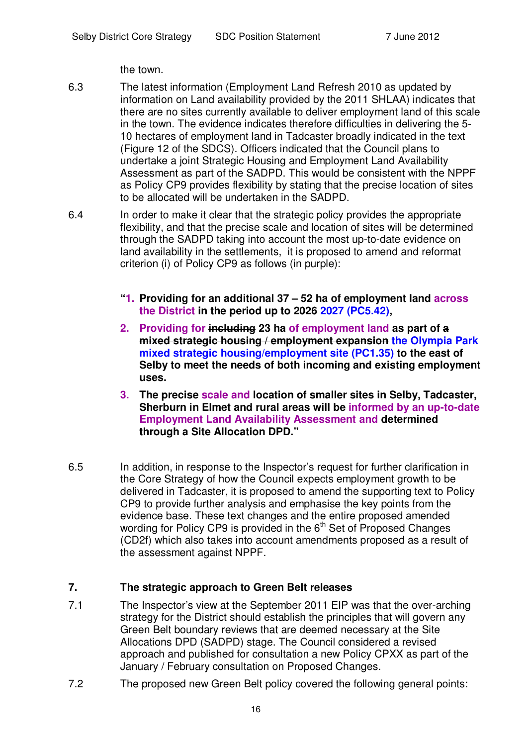the town.

6.3 The latest information (Employment Land Refresh 2010 as updated by information on Land availability provided by the 2011 SHLAA) indicates that there are no sites currently available to deliver employment land of this scale in the town. The evidence indicates therefore difficulties in delivering the 5-10 hectares of employment land in Tadcaster broadly indicated in the text (Figure 12 of the SDCS). Officers indicated that the Council plans to undertake a joint Strategic Housing and Employment Land Availability Assessment as part of the SADPD. This would be consistent with the NPPF as Policy CP9 provides flexibility by stating that the precise location of sites to be allocated will be undertaken in the SADPD.

6.4 In order to make it clear that the strategic policy provides the appropriate flexibility, and that the precise scale and location of sites will be determined through the SADPD taking into account the most up-to-date evidence on land availability in the settlements, it is proposed to amend and reformat criterion (i) of Policy CP9 as follows (in purple):

> **"1. Providing for an additional 37 – 52 ha of employment land across the District in the period up to ~~2026~~ 2027 (PC5.42),**
>
> **2. Providing for ~~including~~ 23 ha of employment land as part of ~~a mixed strategic housing / employment expansion~~ the Olympia Park mixed strategic housing/employment site (PC1.35) to the east of Selby to meet the needs of both incoming and existing employment uses.**
>
> **3. The precise scale and location of smaller sites in Selby, Tadcaster, Sherburn in Elmet and rural areas will be informed by an up-to-date Employment Land Availability Assessment and determined through a Site Allocation DPD."**

6.5 In addition, in response to the Inspector's request for further clarification in the Core Strategy of how the Council expects employment growth to be delivered in Tadcaster, it is proposed to amend the supporting text to Policy CP9 to provide further analysis and emphasise the key points from the evidence base. These text changes and the entire proposed amended wording for Policy CP9 is provided in the 6th Set of Proposed Changes (CD2f) which also takes into account amendments proposed as a result of the assessment against NPPF.

## 7. The strategic approach to Green Belt releases

7.1 The Inspector's view at the September 2011 EIP was that the over-arching strategy for the District should establish the principles that will govern any Green Belt boundary reviews that are deemed necessary at the Site Allocations DPD (SADPD) stage. The Council considered a revised approach and published for consultation a new Policy CPXX as part of the January / February consultation on Proposed Changes.

7.2 The proposed new Green Belt policy covered the following general points: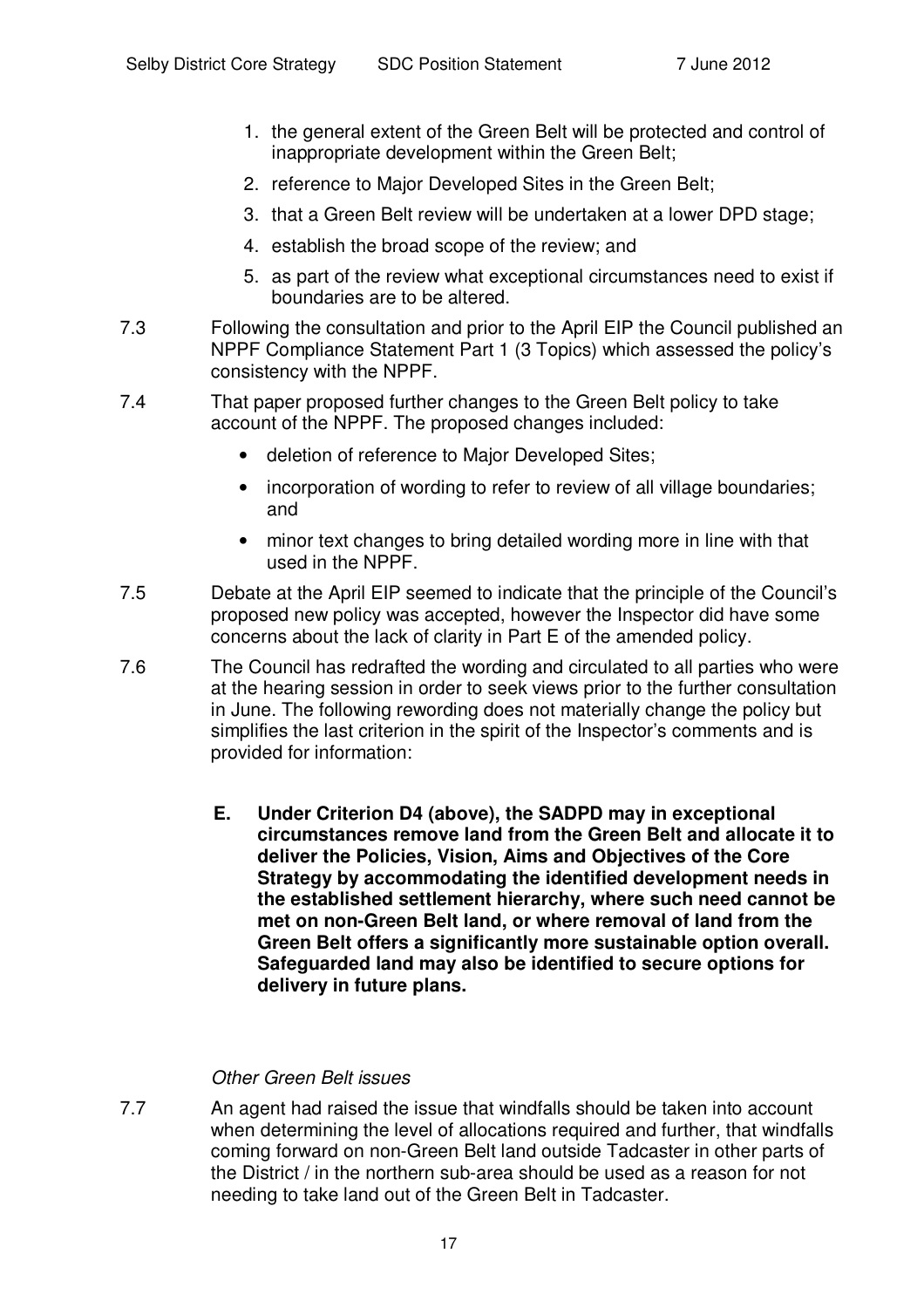1. the general extent of the Green Belt will be protected and control of inappropriate development within the Green Belt;
2. reference to Major Developed Sites in the Green Belt;
3. that a Green Belt review will be undertaken at a lower DPD stage;
4. establish the broad scope of the review; and
5. as part of the review what exceptional circumstances need to exist if boundaries are to be altered.

7.3 Following the consultation and prior to the April EIP the Council published an NPPF Compliance Statement Part 1 (3 Topics) which assessed the policy's consistency with the NPPF.

7.4 That paper proposed further changes to the Green Belt policy to take account of the NPPF. The proposed changes included:

- deletion of reference to Major Developed Sites;
- incorporation of wording to refer to review of all village boundaries; and
- minor text changes to bring detailed wording more in line with that used in the NPPF.

7.5 Debate at the April EIP seemed to indicate that the principle of the Council's proposed new policy was accepted, however the Inspector did have some concerns about the lack of clarity in Part E of the amended policy.

7.6 The Council has redrafted the wording and circulated to all parties who were at the hearing session in order to seek views prior to the further consultation in June. The following rewording does not materially change the policy but simplifies the last criterion in the spirit of the Inspector's comments and is provided for information:

**E. Under Criterion D4 (above), the SADPD may in exceptional circumstances remove land from the Green Belt and allocate it to deliver the Policies, Vision, Aims and Objectives of the Core Strategy by accommodating the identified development needs in the established settlement hierarchy, where such need cannot be met on non-Green Belt land, or where removal of land from the Green Belt offers a significantly more sustainable option overall. Safeguarded land may also be identified to secure options for delivery in future plans.**

*Other Green Belt issues*

7.7 An agent had raised the issue that windfalls should be taken into account when determining the level of allocations required and further, that windfalls coming forward on non-Green Belt land outside Tadcaster in other parts of the District / in the northern sub-area should be used as a reason for not needing to take land out of the Green Belt in Tadcaster.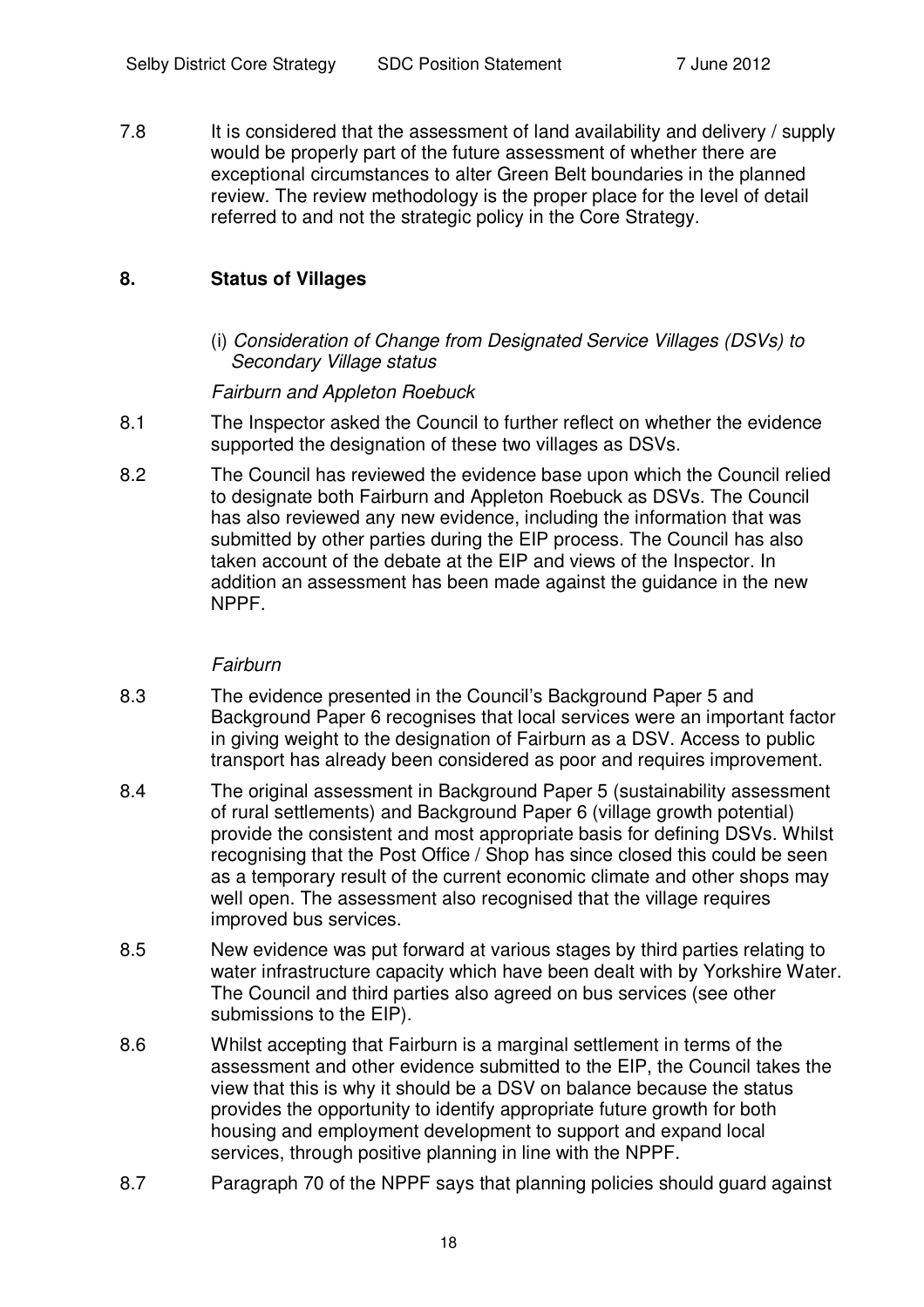7.8 It is considered that the assessment of land availability and delivery / supply would be properly part of the future assessment of whether there are exceptional circumstances to alter Green Belt boundaries in the planned review. The review methodology is the proper place for the level of detail referred to and not the strategic policy in the Core Strategy.

## 8. Status of Villages

(i) *Consideration of Change from Designated Service Villages (DSVs) to Secondary Village status*

*Fairburn and Appleton Roebuck*

8.1 The Inspector asked the Council to further reflect on whether the evidence supported the designation of these two villages as DSVs.

8.2 The Council has reviewed the evidence base upon which the Council relied to designate both Fairburn and Appleton Roebuck as DSVs. The Council has also reviewed any new evidence, including the information that was submitted by other parties during the EIP process. The Council has also taken account of the debate at the EIP and views of the Inspector. In addition an assessment has been made against the guidance in the new NPPF.

*Fairburn*

8.3 The evidence presented in the Council's Background Paper 5 and Background Paper 6 recognises that local services were an important factor in giving weight to the designation of Fairburn as a DSV. Access to public transport has already been considered as poor and requires improvement.

8.4 The original assessment in Background Paper 5 (sustainability assessment of rural settlements) and Background Paper 6 (village growth potential) provide the consistent and most appropriate basis for defining DSVs. Whilst recognising that the Post Office / Shop has since closed this could be seen as a temporary result of the current economic climate and other shops may well open. The assessment also recognised that the village requires improved bus services.

8.5 New evidence was put forward at various stages by third parties relating to water infrastructure capacity which have been dealt with by Yorkshire Water. The Council and third parties also agreed on bus services (see other submissions to the EIP).

8.6 Whilst accepting that Fairburn is a marginal settlement in terms of the assessment and other evidence submitted to the EIP, the Council takes the view that this is why it should be a DSV on balance because the status provides the opportunity to identify appropriate future growth for both housing and employment development to support and expand local services, through positive planning in line with the NPPF.

8.7 Paragraph 70 of the NPPF says that planning policies should guard against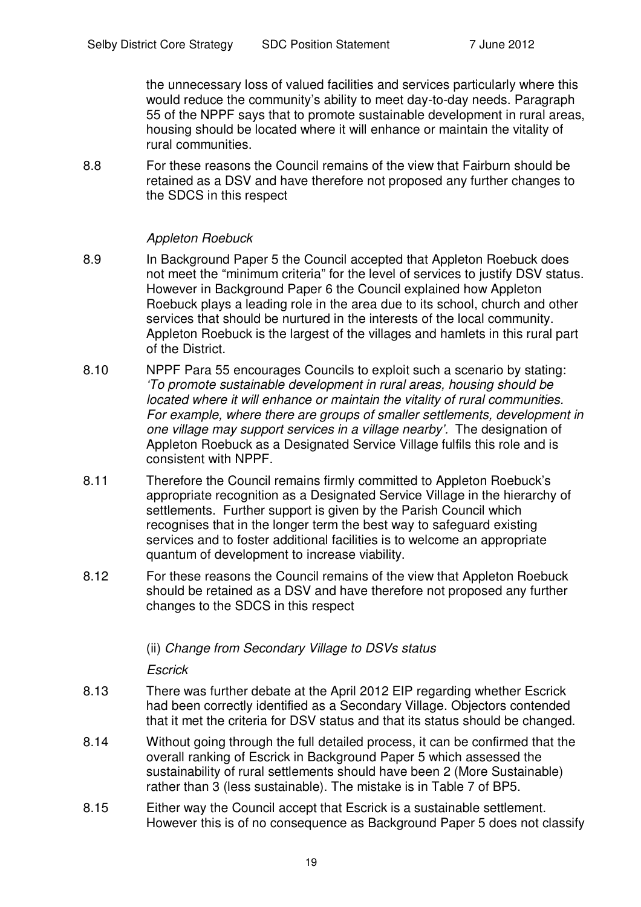the unnecessary loss of valued facilities and services particularly where this would reduce the community's ability to meet day-to-day needs. Paragraph 55 of the NPPF says that to promote sustainable development in rural areas, housing should be located where it will enhance or maintain the vitality of rural communities.

8.8 For these reasons the Council remains of the view that Fairburn should be retained as a DSV and have therefore not proposed any further changes to the SDCS in this respect

*Appleton Roebuck*

8.9 In Background Paper 5 the Council accepted that Appleton Roebuck does not meet the "minimum criteria" for the level of services to justify DSV status. However in Background Paper 6 the Council explained how Appleton Roebuck plays a leading role in the area due to its school, church and other services that should be nurtured in the interests of the local community. Appleton Roebuck is the largest of the villages and hamlets in this rural part of the District.

8.10 NPPF Para 55 encourages Councils to exploit such a scenario by stating: *'To promote sustainable development in rural areas, housing should be located where it will enhance or maintain the vitality of rural communities. For example, where there are groups of smaller settlements, development in one village may support services in a village nearby'.* The designation of Appleton Roebuck as a Designated Service Village fulfils this role and is consistent with NPPF.

8.11 Therefore the Council remains firmly committed to Appleton Roebuck's appropriate recognition as a Designated Service Village in the hierarchy of settlements. Further support is given by the Parish Council which recognises that in the longer term the best way to safeguard existing services and to foster additional facilities is to welcome an appropriate quantum of development to increase viability.

8.12 For these reasons the Council remains of the view that Appleton Roebuck should be retained as a DSV and have therefore not proposed any further changes to the SDCS in this respect

(ii) *Change from Secondary Village to DSVs status*

*Escrick*

8.13 There was further debate at the April 2012 EIP regarding whether Escrick had been correctly identified as a Secondary Village. Objectors contended that it met the criteria for DSV status and that its status should be changed.

8.14 Without going through the full detailed process, it can be confirmed that the overall ranking of Escrick in Background Paper 5 which assessed the sustainability of rural settlements should have been 2 (More Sustainable) rather than 3 (less sustainable). The mistake is in Table 7 of BP5.

8.15 Either way the Council accept that Escrick is a sustainable settlement. However this is of no consequence as Background Paper 5 does not classify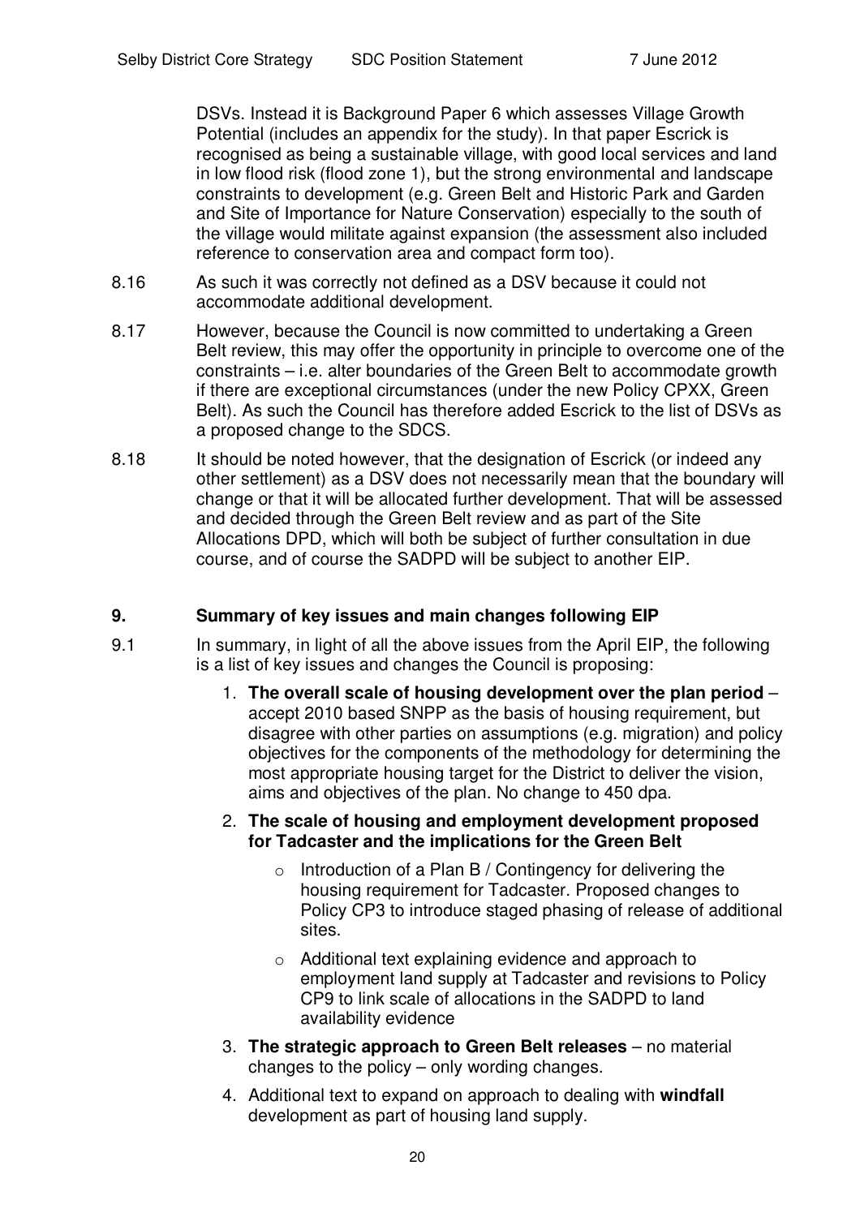DSVs. Instead it is Background Paper 6 which assesses Village Growth Potential (includes an appendix for the study). In that paper Escrick is recognised as being a sustainable village, with good local services and land in low flood risk (flood zone 1), but the strong environmental and landscape constraints to development (e.g. Green Belt and Historic Park and Garden and Site of Importance for Nature Conservation) especially to the south of the village would militate against expansion (the assessment also included reference to conservation area and compact form too).

8.16 As such it was correctly not defined as a DSV because it could not accommodate additional development.

8.17 However, because the Council is now committed to undertaking a Green Belt review, this may offer the opportunity in principle to overcome one of the constraints – i.e. alter boundaries of the Green Belt to accommodate growth if there are exceptional circumstances (under the new Policy CPXX, Green Belt). As such the Council has therefore added Escrick to the list of DSVs as a proposed change to the SDCS.

8.18 It should be noted however, that the designation of Escrick (or indeed any other settlement) as a DSV does not necessarily mean that the boundary will change or that it will be allocated further development. That will be assessed and decided through the Green Belt review and as part of the Site Allocations DPD, which will both be subject of further consultation in due course, and of course the SADPD will be subject to another EIP.

## 9. Summary of key issues and main changes following EIP

9.1 In summary, in light of all the above issues from the April EIP, the following is a list of key issues and changes the Council is proposing:

1. **The overall scale of housing development over the plan period** – accept 2010 based SNPP as the basis of housing requirement, but disagree with other parties on assumptions (e.g. migration) and policy objectives for the components of the methodology for determining the most appropriate housing target for the District to deliver the vision, aims and objectives of the plan. No change to 450 dpa.
2. **The scale of housing and employment development proposed for Tadcaster and the implications for the Green Belt**
   - Introduction of a Plan B / Contingency for delivering the housing requirement for Tadcaster. Proposed changes to Policy CP3 to introduce staged phasing of release of additional sites.
   - Additional text explaining evidence and approach to employment land supply at Tadcaster and revisions to Policy CP9 to link scale of allocations in the SADPD to land availability evidence
3. **The strategic approach to Green Belt releases** – no material changes to the policy – only wording changes.
4. Additional text to expand on approach to dealing with **windfall** development as part of housing land supply.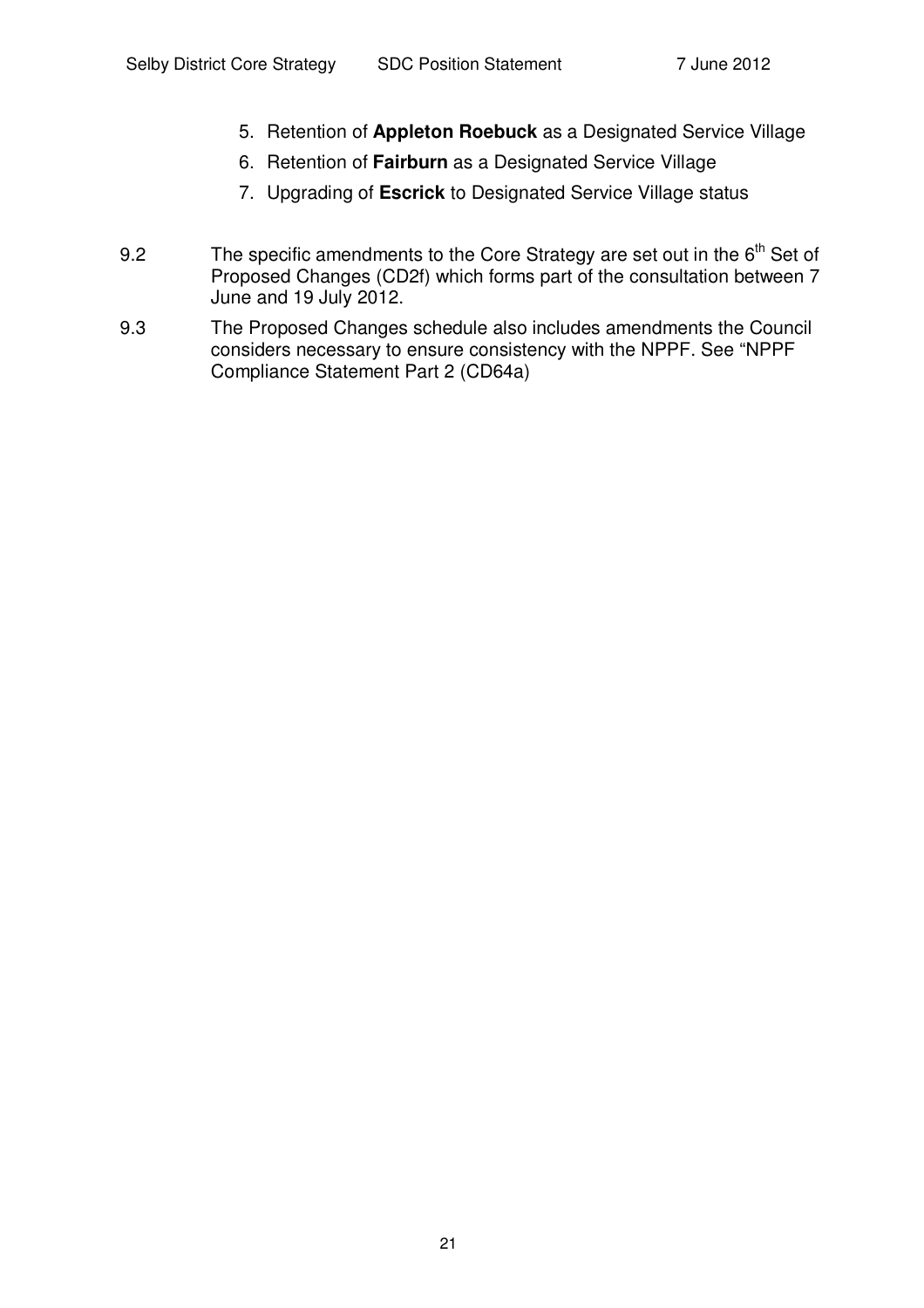5. Retention of **Appleton Roebuck** as a Designated Service Village
6. Retention of **Fairburn** as a Designated Service Village
7. Upgrading of **Escrick** to Designated Service Village status

9.2 The specific amendments to the Core Strategy are set out in the 6th Set of Proposed Changes (CD2f) which forms part of the consultation between 7 June and 19 July 2012.

9.3 The Proposed Changes schedule also includes amendments the Council considers necessary to ensure consistency with the NPPF. See "NPPF Compliance Statement Part 2 (CD64a)